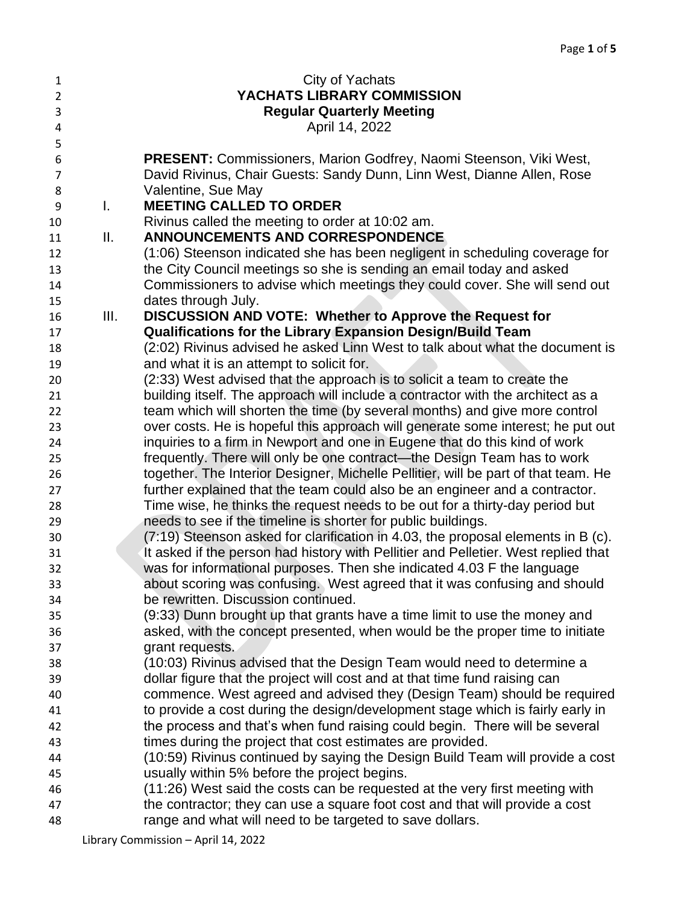City of Yachats

**YACHATS LIBRARY COMMISSION**

**Regular Quarterly Meeting**

April 14, 2022

**PRESENT:** Commissioners, Marion Godfrey, Naomi Steenson, Viki West, David Rivinus, Chair Guests: Sandy Dunn, Linn West, Dianne Allen, Rose Valentine, Sue May

## I. MEETING CALLED TO ORDER

Rivinus called the meeting to order at 10:02 am.

## II. ANNOUNCEMENTS AND CORRESPONDENCE

(1:06) Steenson indicated she has been negligent in scheduling coverage for the City Council meetings so she is sending an email today and asked Commissioners to advise which meetings they could cover. She will send out dates through July.

## III. DISCUSSION AND VOTE: Whether to Approve the Request for Qualifications for the Library Expansion Design/Build Team

(2:02) Rivinus advised he asked Linn West to talk about what the document is and what it is an attempt to solicit for.

(2:33) West advised that the approach is to solicit a team to create the building itself. The approach will include a contractor with the architect as a team which will shorten the time (by several months) and give more control over costs. He is hopeful this approach will generate some interest; he put out inquiries to a firm in Newport and one in Eugene that do this kind of work frequently. There will only be one contract—the Design Team has to work together. The Interior Designer, Michelle Pellitier, will be part of that team. He further explained that the team could also be an engineer and a contractor. Time wise, he thinks the request needs to be out for a thirty-day period but needs to see if the timeline is shorter for public buildings.

(7:19) Steenson asked for clarification in 4.03, the proposal elements in B (c). It asked if the person had history with Pellitier and Pelletier. West replied that was for informational purposes. Then she indicated 4.03 F the language about scoring was confusing. West agreed that it was confusing and should be rewritten. Discussion continued.

(9:33) Dunn brought up that grants have a time limit to use the money and asked, with the concept presented, when would be the proper time to initiate grant requests.

(10:03) Rivinus advised that the Design Team would need to determine a dollar figure that the project will cost and at that time fund raising can commence. West agreed and advised they (Design Team) should be required to provide a cost during the design/development stage which is fairly early in the process and that's when fund raising could begin. There will be several times during the project that cost estimates are provided.

(10:59) Rivinus continued by saying the Design Build Team will provide a cost usually within 5% before the project begins.

(11:26) West said the costs can be requested at the very first meeting with the contractor; they can use a square foot cost and that will provide a cost range and what will need to be targeted to save dollars.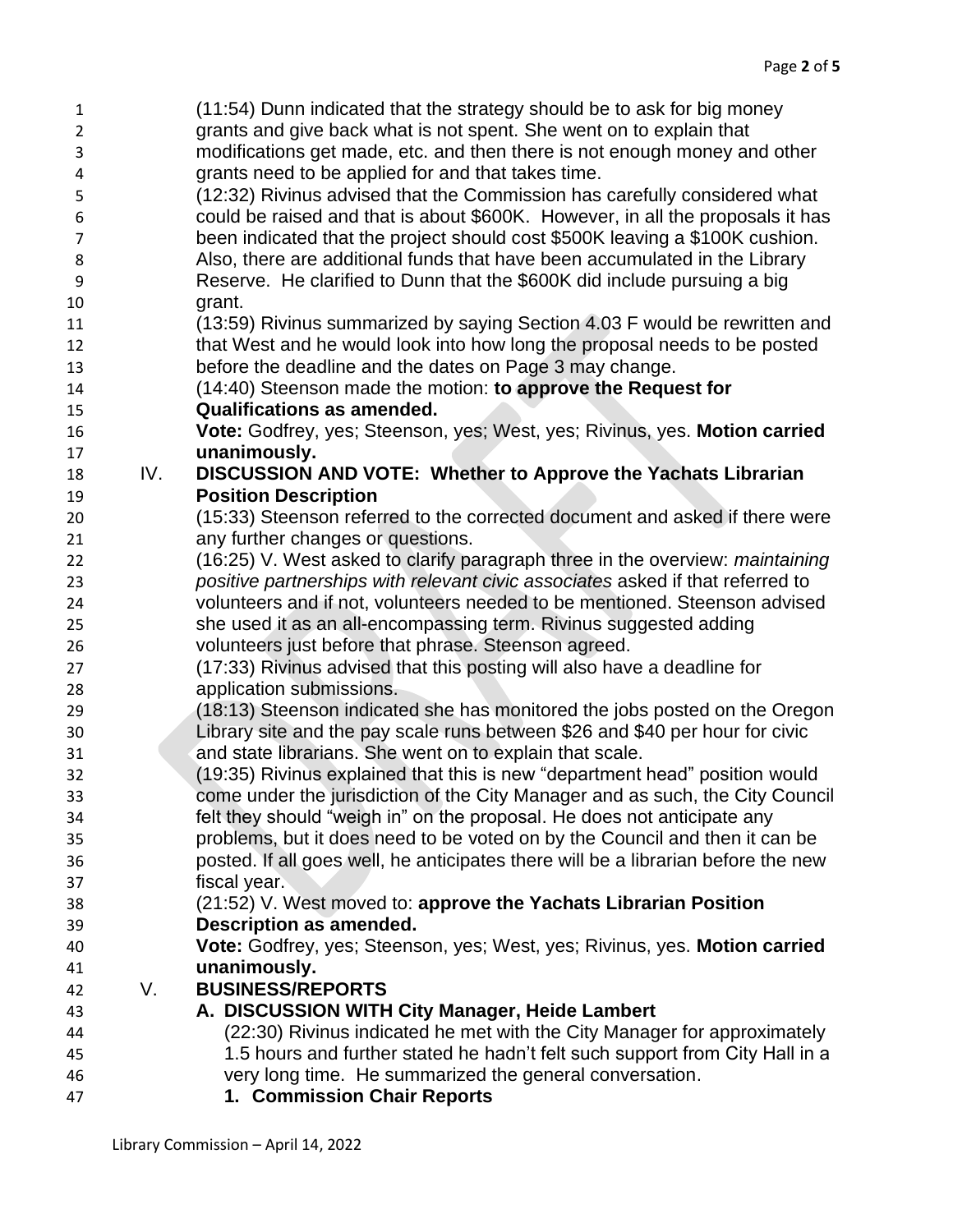(11:54) Dunn indicated that the strategy should be to ask for big money grants and give back what is not spent. She went on to explain that modifications get made, etc. and then there is not enough money and other grants need to be applied for and that takes time.

(12:32) Rivinus advised that the Commission has carefully considered what could be raised and that is about $600K. However, in all the proposals it has been indicated that the project should cost $500K leaving a $100K cushion. Also, there are additional funds that have been accumulated in the Library Reserve. He clarified to Dunn that the $600K did include pursuing a big grant.

(13:59) Rivinus summarized by saying Section 4.03 F would be rewritten and that West and he would look into how long the proposal needs to be posted before the deadline and the dates on Page 3 may change.

(14:40) Steenson made the motion: **to approve the Request for Qualifications as amended.**

**Vote:** Godfrey, yes; Steenson, yes; West, yes; Rivinus, yes. **Motion carried unanimously.**

## IV. DISCUSSION AND VOTE: Whether to Approve the Yachats Librarian Position Description

(15:33) Steenson referred to the corrected document and asked if there were any further changes or questions.

(16:25) V. West asked to clarify paragraph three in the overview: *maintaining positive partnerships with relevant civic associates* asked if that referred to volunteers and if not, volunteers needed to be mentioned. Steenson advised she used it as an all-encompassing term. Rivinus suggested adding volunteers just before that phrase. Steenson agreed.

(17:33) Rivinus advised that this posting will also have a deadline for application submissions.

(18:13) Steenson indicated she has monitored the jobs posted on the Oregon Library site and the pay scale runs between $26 and $40 per hour for civic and state librarians. She went on to explain that scale.

(19:35) Rivinus explained that this is new "department head" position would come under the jurisdiction of the City Manager and as such, the City Council felt they should "weigh in" on the proposal. He does not anticipate any problems, but it does need to be voted on by the Council and then it can be posted. If all goes well, he anticipates there will be a librarian before the new fiscal year.

(21:52) V. West moved to: **approve the Yachats Librarian Position Description as amended.**

**Vote:** Godfrey, yes; Steenson, yes; West, yes; Rivinus, yes. **Motion carried unanimously.**

## V. BUSINESS/REPORTS

### A. DISCUSSION WITH City Manager, Heide Lambert

(22:30) Rivinus indicated he met with the City Manager for approximately 1.5 hours and further stated he hadn't felt such support from City Hall in a very long time. He summarized the general conversation.

**1. Commission Chair Reports**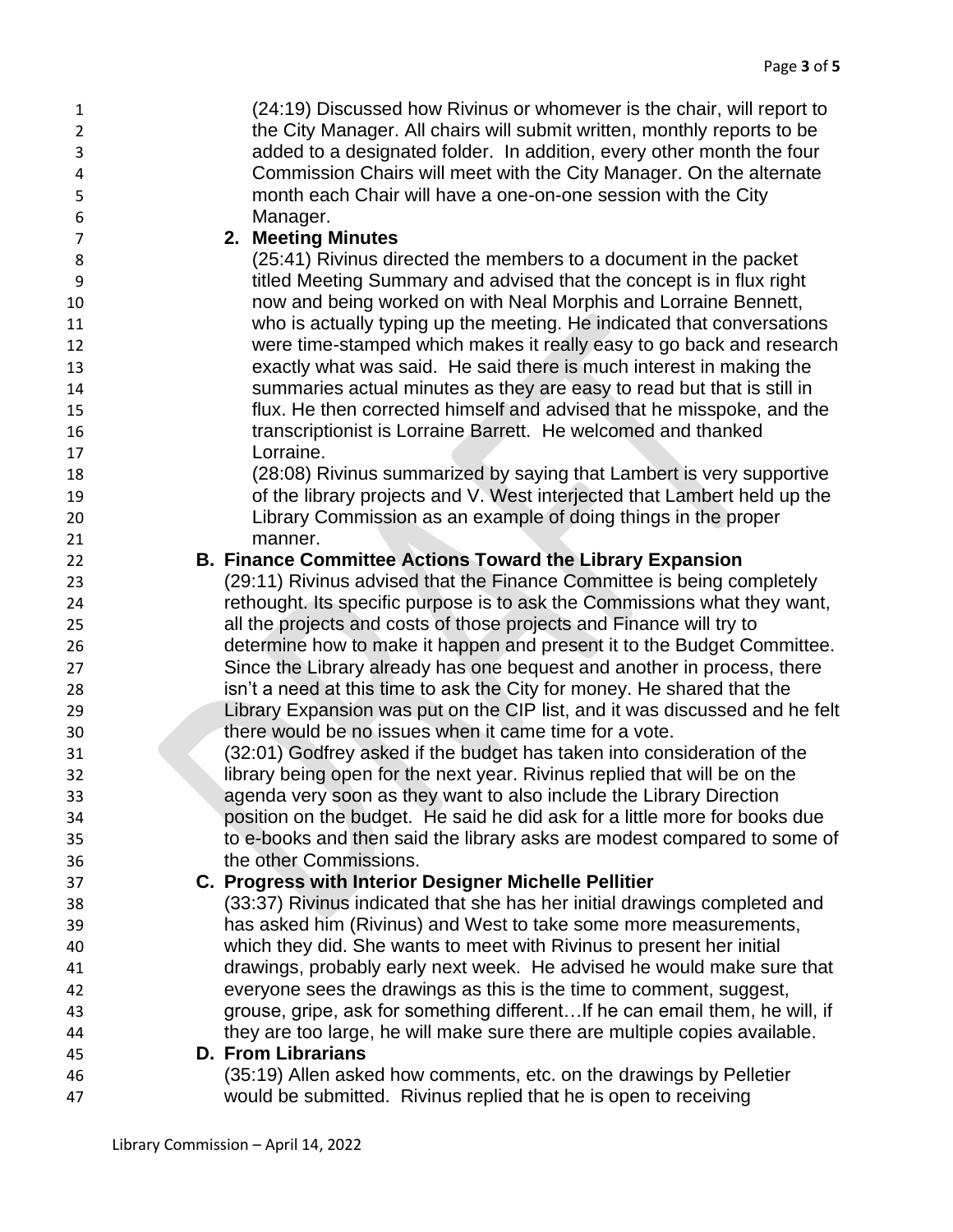(24:19) Discussed how Rivinus or whomever is the chair, will report to the City Manager. All chairs will submit written, monthly reports to be added to a designated folder. In addition, every other month the four Commission Chairs will meet with the City Manager. On the alternate month each Chair will have a one-on-one session with the City Manager.

**2. Meeting Minutes**

(25:41) Rivinus directed the members to a document in the packet titled Meeting Summary and advised that the concept is in flux right now and being worked on with Neal Morphis and Lorraine Bennett, who is actually typing up the meeting. He indicated that conversations were time-stamped which makes it really easy to go back and research exactly what was said. He said there is much interest in making the summaries actual minutes as they are easy to read but that is still in flux. He then corrected himself and advised that he misspoke, and the transcriptionist is Lorraine Barrett. He welcomed and thanked Lorraine.

(28:08) Rivinus summarized by saying that Lambert is very supportive of the library projects and V. West interjected that Lambert held up the Library Commission as an example of doing things in the proper manner.

**B. Finance Committee Actions Toward the Library Expansion**

(29:11) Rivinus advised that the Finance Committee is being completely rethought. Its specific purpose is to ask the Commissions what they want, all the projects and costs of those projects and Finance will try to determine how to make it happen and present it to the Budget Committee. Since the Library already has one bequest and another in process, there isn't a need at this time to ask the City for money. He shared that the Library Expansion was put on the CIP list, and it was discussed and he felt there would be no issues when it came time for a vote.

(32:01) Godfrey asked if the budget has taken into consideration of the library being open for the next year. Rivinus replied that will be on the agenda very soon as they want to also include the Library Direction position on the budget. He said he did ask for a little more for books due to e-books and then said the library asks are modest compared to some of the other Commissions.

**C. Progress with Interior Designer Michelle Pellitier**

(33:37) Rivinus indicated that she has her initial drawings completed and has asked him (Rivinus) and West to take some more measurements, which they did. She wants to meet with Rivinus to present her initial drawings, probably early next week. He advised he would make sure that everyone sees the drawings as this is the time to comment, suggest, grouse, gripe, ask for something different…If he can email them, he will, if they are too large, he will make sure there are multiple copies available.

**D. From Librarians**

(35:19) Allen asked how comments, etc. on the drawings by Pelletier would be submitted. Rivinus replied that he is open to receiving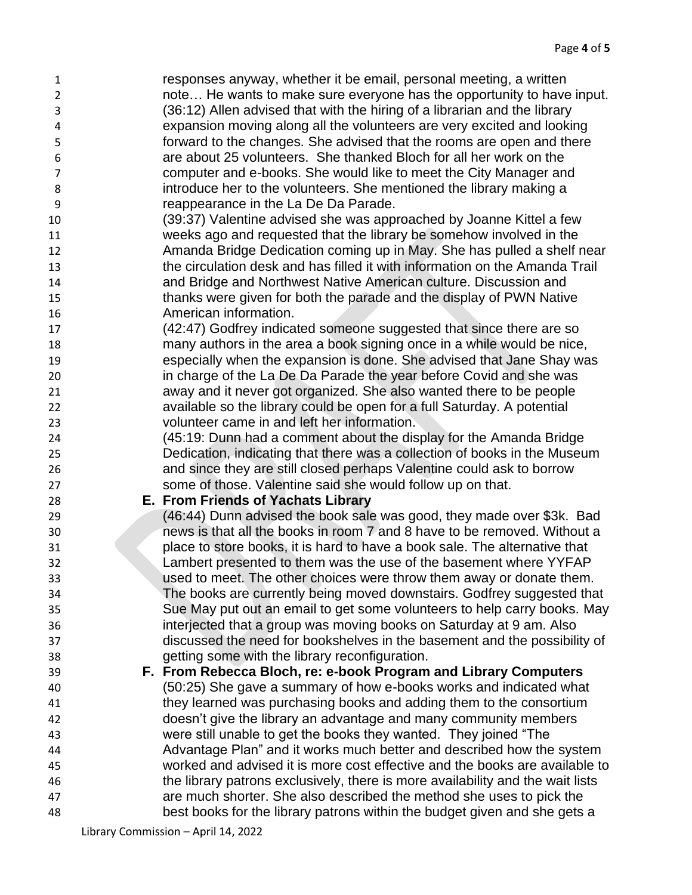responses anyway, whether it be email, personal meeting, a written note… He wants to make sure everyone has the opportunity to have input.

(36:12) Allen advised that with the hiring of a librarian and the library expansion moving along all the volunteers are very excited and looking forward to the changes. She advised that the rooms are open and there are about 25 volunteers. She thanked Bloch for all her work on the computer and e-books. She would like to meet the City Manager and introduce her to the volunteers. She mentioned the library making a reappearance in the La De Da Parade.

(39:37) Valentine advised she was approached by Joanne Kittel a few weeks ago and requested that the library be somehow involved in the Amanda Bridge Dedication coming up in May. She has pulled a shelf near the circulation desk and has filled it with information on the Amanda Trail and Bridge and Northwest Native American culture. Discussion and thanks were given for both the parade and the display of PWN Native American information.

(42:47) Godfrey indicated someone suggested that since there are so many authors in the area a book signing once in a while would be nice, especially when the expansion is done. She advised that Jane Shay was in charge of the La De Da Parade the year before Covid and she was away and it never got organized. She also wanted there to be people available so the library could be open for a full Saturday. A potential volunteer came in and left her information.

(45:19: Dunn had a comment about the display for the Amanda Bridge Dedication, indicating that there was a collection of books in the Museum and since they are still closed perhaps Valentine could ask to borrow some of those. Valentine said she would follow up on that.

**E. From Friends of Yachats Library**

(46:44) Dunn advised the book sale was good, they made over $3k. Bad news is that all the books in room 7 and 8 have to be removed. Without a place to store books, it is hard to have a book sale. The alternative that Lambert presented to them was the use of the basement where YYFAP used to meet. The other choices were throw them away or donate them. The books are currently being moved downstairs. Godfrey suggested that Sue May put out an email to get some volunteers to help carry books. May interjected that a group was moving books on Saturday at 9 am. Also discussed the need for bookshelves in the basement and the possibility of getting some with the library reconfiguration.

**F. From Rebecca Bloch, re: e-book Program and Library Computers**

(50:25) She gave a summary of how e-books works and indicated what they learned was purchasing books and adding them to the consortium doesn't give the library an advantage and many community members were still unable to get the books they wanted. They joined "The Advantage Plan" and it works much better and described how the system worked and advised it is more cost effective and the books are available to the library patrons exclusively, there is more availability and the wait lists are much shorter. She also described the method she uses to pick the best books for the library patrons within the budget given and she gets a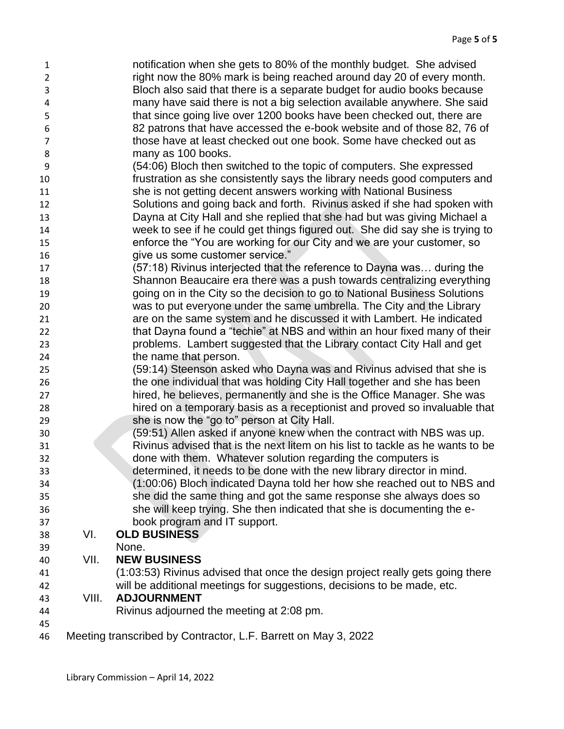notification when she gets to 80% of the monthly budget. She advised right now the 80% mark is being reached around day 20 of every month. Bloch also said that there is a separate budget for audio books because many have said there is not a big selection available anywhere. She said that since going live over 1200 books have been checked out, there are 82 patrons that have accessed the e-book website and of those 82, 76 of those have at least checked out one book. Some have checked out as many as 100 books.

(54:06) Bloch then switched to the topic of computers. She expressed frustration as she consistently says the library needs good computers and she is not getting decent answers working with National Business Solutions and going back and forth. Rivinus asked if she had spoken with Dayna at City Hall and she replied that she had but was giving Michael a week to see if he could get things figured out. She did say she is trying to enforce the "You are working for our City and we are your customer, so give us some customer service."

(57:18) Rivinus interjected that the reference to Dayna was… during the Shannon Beaucaire era there was a push towards centralizing everything going on in the City so the decision to go to National Business Solutions was to put everyone under the same umbrella. The City and the Library are on the same system and he discussed it with Lambert. He indicated that Dayna found a "techie" at NBS and within an hour fixed many of their problems. Lambert suggested that the Library contact City Hall and get the name that person.

(59:14) Steenson asked who Dayna was and Rivinus advised that she is the one individual that was holding City Hall together and she has been hired, he believes, permanently and she is the Office Manager. She was hired on a temporary basis as a receptionist and proved so invaluable that she is now the "go to" person at City Hall.

(59:51) Allen asked if anyone knew when the contract with NBS was up. Rivinus advised that is the next litem on his list to tackle as he wants to be done with them. Whatever solution regarding the computers is determined, it needs to be done with the new library director in mind.

(1:00:06) Bloch indicated Dayna told her how she reached out to NBS and she did the same thing and got the same response she always does so she will keep trying. She then indicated that she is documenting the e-book program and IT support.

## VI. OLD BUSINESS

None.

## VII. NEW BUSINESS

(1:03:53) Rivinus advised that once the design project really gets going there will be additional meetings for suggestions, decisions to be made, etc.

## VIII. ADJOURNMENT

Rivinus adjourned the meeting at 2:08 pm.

Meeting transcribed by Contractor, L.F. Barrett on May 3, 2022